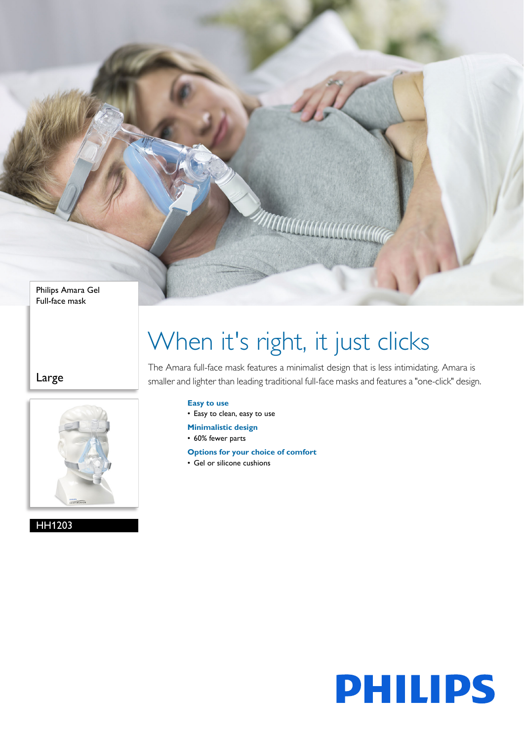Philips Amara Gel
Full-face mask

Large

HH1203

# When it's right, it just clicks

The Amara full-face mask features a minimalist design that is less intimidating. Amara is smaller and lighter than leading traditional full-face masks and features a "one-click" design.

**Easy to use**

- Easy to clean, easy to use

**Minimalistic design**

- 60% fewer parts

**Options for your choice of comfort**

- Gel or silicone cushions

PHILIPS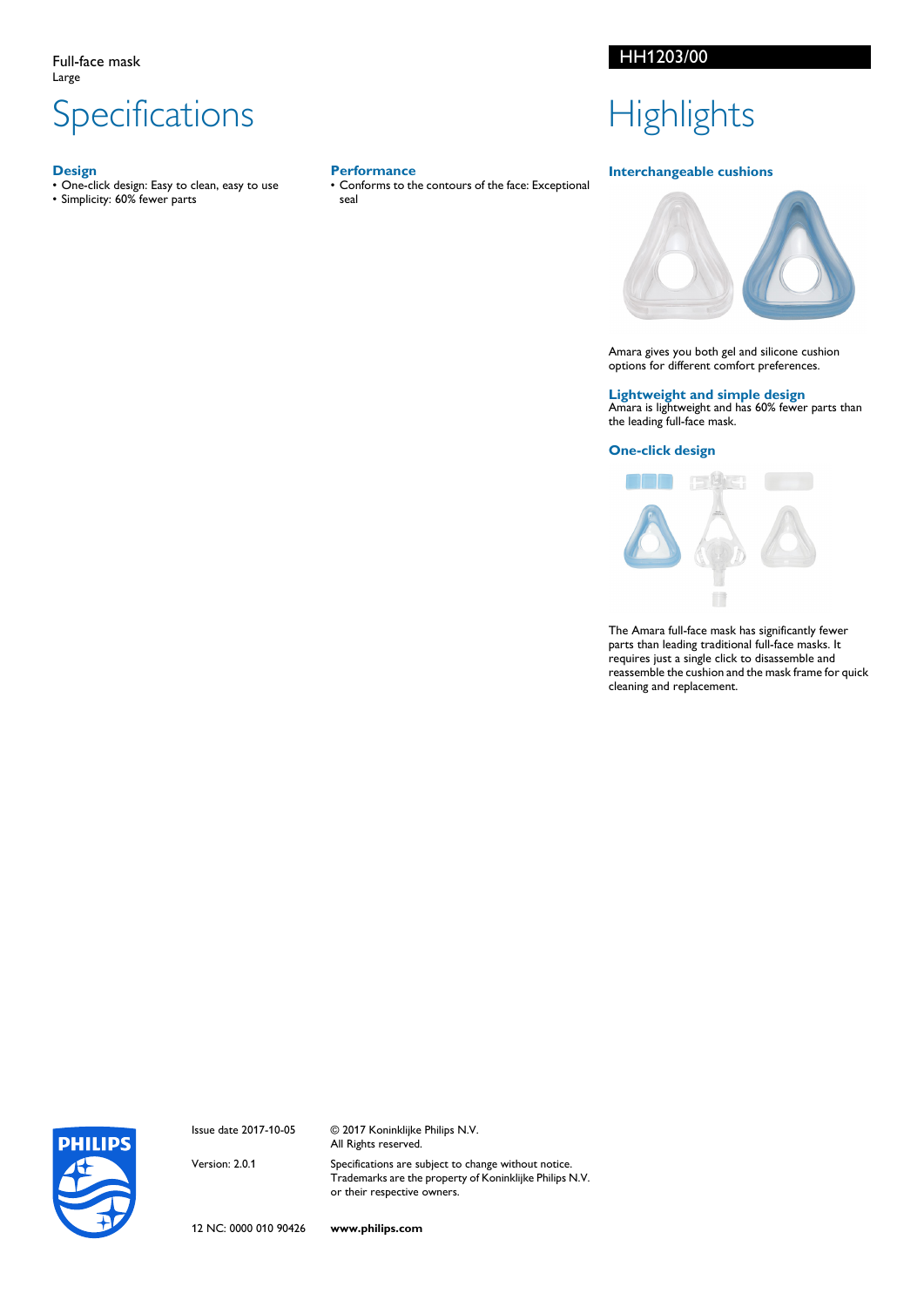Full-face mask
Large

HH1203/00

# Specifications

### Design
- One-click design: Easy to clean, easy to use
- Simplicity: 60% fewer parts

### Performance
- Conforms to the contours of the face: Exceptional seal

# Highlights

### Interchangeable cushions

Amara gives you both gel and silicone cushion options for different comfort preferences.

### Lightweight and simple design

Amara is lightweight and has 60% fewer parts than the leading full-face mask.

### One-click design

The Amara full-face mask has significantly fewer parts than leading traditional full-face masks. It requires just a single click to disassemble and reassemble the cushion and the mask frame for quick cleaning and replacement.

Issue date 2017-10-05

Version: 2.0.1

12 NC: 0000 010 90426

© 2017 Koninklijke Philips N.V.
All Rights reserved.

Specifications are subject to change without notice. Trademarks are the property of Koninklijke Philips N.V. or their respective owners.

**www.philips.com**